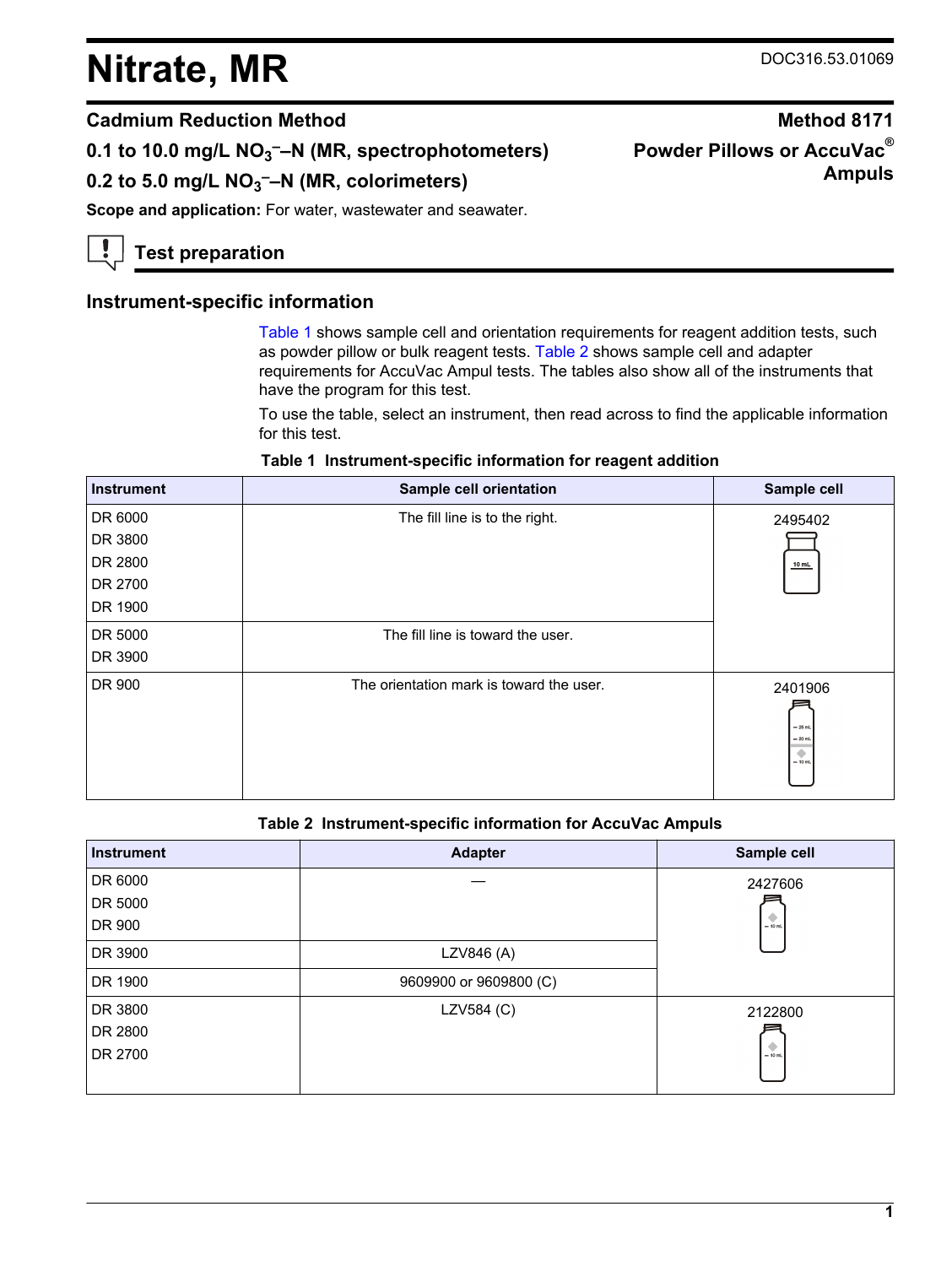# Nitrate, MR

DOC316.53.01069

## Cadmium Reduction Method

**Method 8171**

**0.1 to 10.0 mg/L $NO_3^-$–N (MR, spectrophotometers)**

**0.2 to 5.0 mg/L $NO_3^-$–N (MR, colorimeters)**

**Powder Pillows or AccuVac® Ampuls**

**Scope and application:** For water, wastewater and seawater.

## Test preparation

### Instrument-specific information

Table 1 shows sample cell and orientation requirements for reagent addition tests, such as powder pillow or bulk reagent tests. Table 2 shows sample cell and adapter requirements for AccuVac Ampul tests. The tables also show all of the instruments that have the program for this test.

To use the table, select an instrument, then read across to find the applicable information for this test.

**Table 1 Instrument-specific information for reagent addition**

| Instrument | Sample cell orientation | Sample cell |
| --- | --- | --- |
| DR 6000<br>DR 3800<br>DR 2800<br>DR 2700<br>DR 1900 | The fill line is to the right. | 2495402 |
| DR 5000<br>DR 3900 | The fill line is toward the user. | 2495402 |
| DR 900 | The orientation mark is toward the user. | 2401906 |

**Table 2 Instrument-specific information for AccuVac Ampuls**

| Instrument | Adapter | Sample cell |
| --- | --- | --- |
| DR 6000<br>DR 5000<br>DR 900 | — | 2427606 |
| DR 3900 | LZV846 (A) | 2427606 |
| DR 1900 | 9609900 or 9609800 (C) | 2427606 |
| DR 3800<br>DR 2800<br>DR 2700 | LZV584 (C) | 2122800 |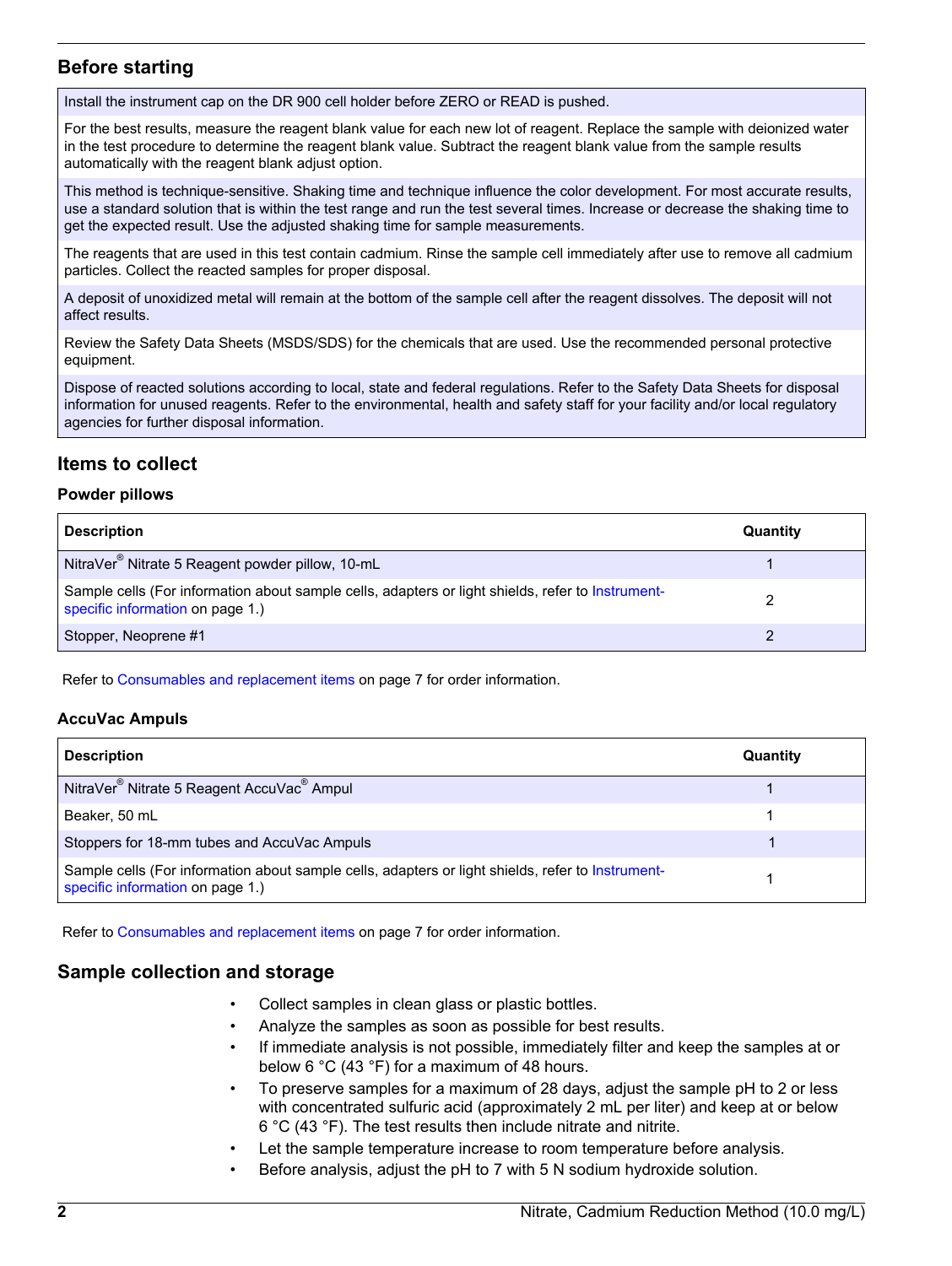## Before starting

Install the instrument cap on the DR 900 cell holder before ZERO or READ is pushed.

For the best results, measure the reagent blank value for each new lot of reagent. Replace the sample with deionized water in the test procedure to determine the reagent blank value. Subtract the reagent blank value from the sample results automatically with the reagent blank adjust option.

This method is technique-sensitive. Shaking time and technique influence the color development. For most accurate results, use a standard solution that is within the test range and run the test several times. Increase or decrease the shaking time to get the expected result. Use the adjusted shaking time for sample measurements.

The reagents that are used in this test contain cadmium. Rinse the sample cell immediately after use to remove all cadmium particles. Collect the reacted samples for proper disposal.

A deposit of unoxidized metal will remain at the bottom of the sample cell after the reagent dissolves. The deposit will not affect results.

Review the Safety Data Sheets (MSDS/SDS) for the chemicals that are used. Use the recommended personal protective equipment.

Dispose of reacted solutions according to local, state and federal regulations. Refer to the Safety Data Sheets for disposal information for unused reagents. Refer to the environmental, health and safety staff for your facility and/or local regulatory agencies for further disposal information.

## Items to collect

### Powder pillows

| Description | Quantity |
|---|---|
| NitraVer® Nitrate 5 Reagent powder pillow, 10-mL | 1 |
| Sample cells (For information about sample cells, adapters or light shields, refer to Instrument-specific information on page 1.) | 2 |
| Stopper, Neoprene #1 | 2 |

Refer to Consumables and replacement items on page 7 for order information.

### AccuVac Ampuls

| Description | Quantity |
|---|---|
| NitraVer® Nitrate 5 Reagent AccuVac® Ampul | 1 |
| Beaker, 50 mL | 1 |
| Stoppers for 18-mm tubes and AccuVac Ampuls | 1 |
| Sample cells (For information about sample cells, adapters or light shields, refer to Instrument-specific information on page 1.) | 1 |

Refer to Consumables and replacement items on page 7 for order information.

## Sample collection and storage

- Collect samples in clean glass or plastic bottles.
- Analyze the samples as soon as possible for best results.
- If immediate analysis is not possible, immediately filter and keep the samples at or below 6 °C (43 °F) for a maximum of 48 hours.
- To preserve samples for a maximum of 28 days, adjust the sample pH to 2 or less with concentrated sulfuric acid (approximately 2 mL per liter) and keep at or below 6 °C (43 °F). The test results then include nitrate and nitrite.
- Let the sample temperature increase to room temperature before analysis.
- Before analysis, adjust the pH to 7 with 5 N sodium hydroxide solution.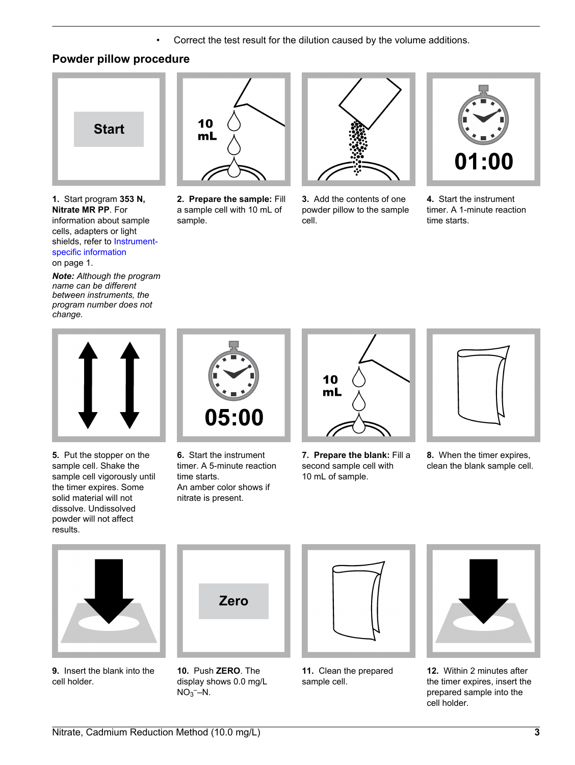- Correct the test result for the dilution caused by the volume additions.

## Powder pillow procedure

1. Start program **353 N, Nitrate MR PP**. For information about sample cells, adapters or light shields, refer to Instrument-specific information on page 1.

   ***Note:** Although the program name can be different between instruments, the program number does not change.*

2. **Prepare the sample:** Fill a sample cell with 10 mL of sample.

3. Add the contents of one powder pillow to the sample cell.

4. Start the instrument timer. A 1-minute reaction time starts.

5. Put the stopper on the sample cell. Shake the sample cell vigorously until the timer expires. Some solid material will not dissolve. Undissolved powder will not affect results.

6. Start the instrument timer. A 5-minute reaction time starts.
   An amber color shows if nitrate is present.

7. **Prepare the blank:** Fill a second sample cell with 10 mL of sample.

8. When the timer expires, clean the blank sample cell.

9. Insert the blank into the cell holder.

10. Push **ZERO**. The display shows 0.0 mg/L $NO_3^-$–N.

11. Clean the prepared sample cell.

12. Within 2 minutes after the timer expires, insert the prepared sample into the cell holder.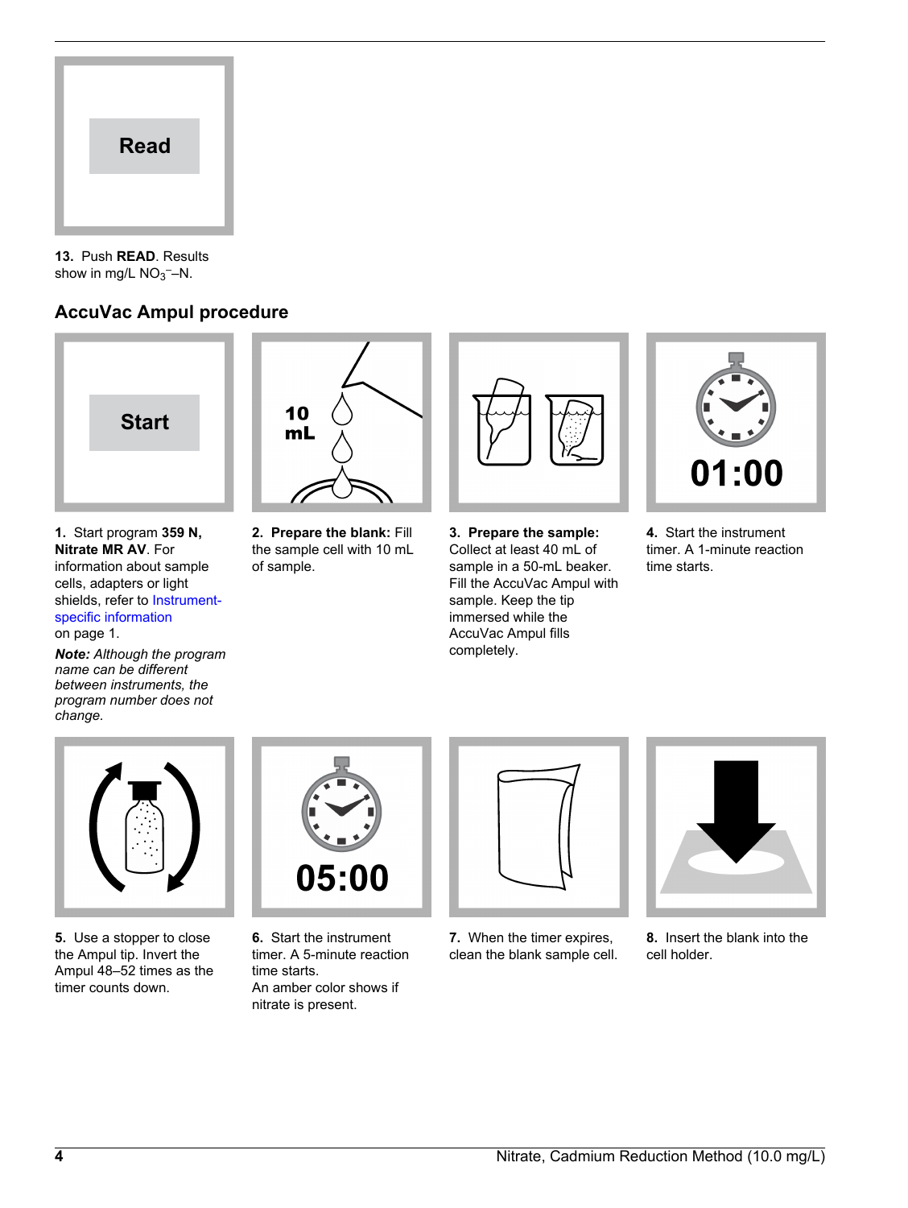**13.** Push **READ**. Results show in mg/L $NO_3^-$–N.

## AccuVac Ampul procedure

**1.** Start program **359 N, Nitrate MR AV**. For information about sample cells, adapters or light shields, refer to Instrument-specific information on page 1.

***Note:*** *Although the program name can be different between instruments, the program number does not change.*

**2. Prepare the blank:** Fill the sample cell with 10 mL of sample.

**3. Prepare the sample:** Collect at least 40 mL of sample in a 50-mL beaker. Fill the AccuVac Ampul with sample. Keep the tip immersed while the AccuVac Ampul fills completely.

**4.** Start the instrument timer. A 1-minute reaction time starts.

**5.** Use a stopper to close the Ampul tip. Invert the Ampul 48–52 times as the timer counts down.

**6.** Start the instrument timer. A 5-minute reaction time starts.

An amber color shows if nitrate is present.

**7.** When the timer expires, clean the blank sample cell.

**8.** Insert the blank into the cell holder.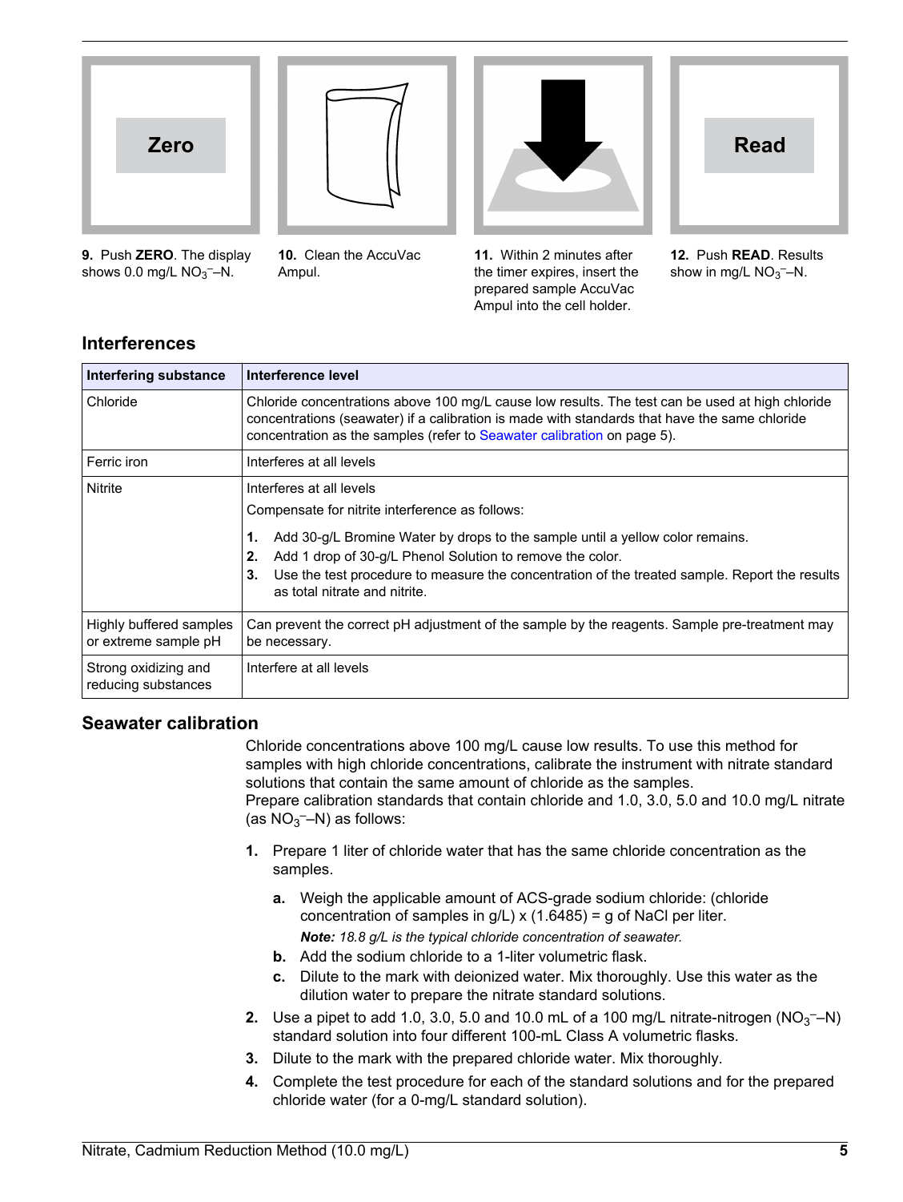9. Push **ZERO**. The display shows 0.0 mg/L $NO_3^-$–N.

10. Clean the AccuVac Ampul.

11. Within 2 minutes after the timer expires, insert the prepared sample AccuVac Ampul into the cell holder.

12. Push **READ**. Results show in mg/L $NO_3^-$–N.

## Interferences

| Interfering substance | Interference level |
|---|---|
| Chloride | Chloride concentrations above 100 mg/L cause low results. The test can be used at high chloride concentrations (seawater) if a calibration is made with standards that have the same chloride concentration as the samples (refer to Seawater calibration on page 5). |
| Ferric iron | Interferes at all levels |
| Nitrite | Interferes at all levels<br>Compensate for nitrite interference as follows:<br>1. Add 30-g/L Bromine Water by drops to the sample until a yellow color remains.<br>2. Add 1 drop of 30-g/L Phenol Solution to remove the color.<br>3. Use the test procedure to measure the concentration of the treated sample. Report the results as total nitrate and nitrite. |
| Highly buffered samples or extreme sample pH | Can prevent the correct pH adjustment of the sample by the reagents. Sample pre-treatment may be necessary. |
| Strong oxidizing and reducing substances | Interfere at all levels |

## Seawater calibration

Chloride concentrations above 100 mg/L cause low results. To use this method for samples with high chloride concentrations, calibrate the instrument with nitrate standard solutions that contain the same amount of chloride as the samples.
Prepare calibration standards that contain chloride and 1.0, 3.0, 5.0 and 10.0 mg/L nitrate (as $NO_3^-$–N) as follows:

1. Prepare 1 liter of chloride water that has the same chloride concentration as the samples.
   a. Weigh the applicable amount of ACS-grade sodium chloride: (chloride concentration of samples in g/L) x (1.6485) = g of NaCl per liter.
      ***Note:*** *18.8 g/L is the typical chloride concentration of seawater.*
   b. Add the sodium chloride to a 1-liter volumetric flask.
   c. Dilute to the mark with deionized water. Mix thoroughly. Use this water as the dilution water to prepare the nitrate standard solutions.
2. Use a pipet to add 1.0, 3.0, 5.0 and 10.0 mL of a 100 mg/L nitrate-nitrogen ($NO_3^-$–N) standard solution into four different 100-mL Class A volumetric flasks.
3. Dilute to the mark with the prepared chloride water. Mix thoroughly.
4. Complete the test procedure for each of the standard solutions and for the prepared chloride water (for a 0-mg/L standard solution).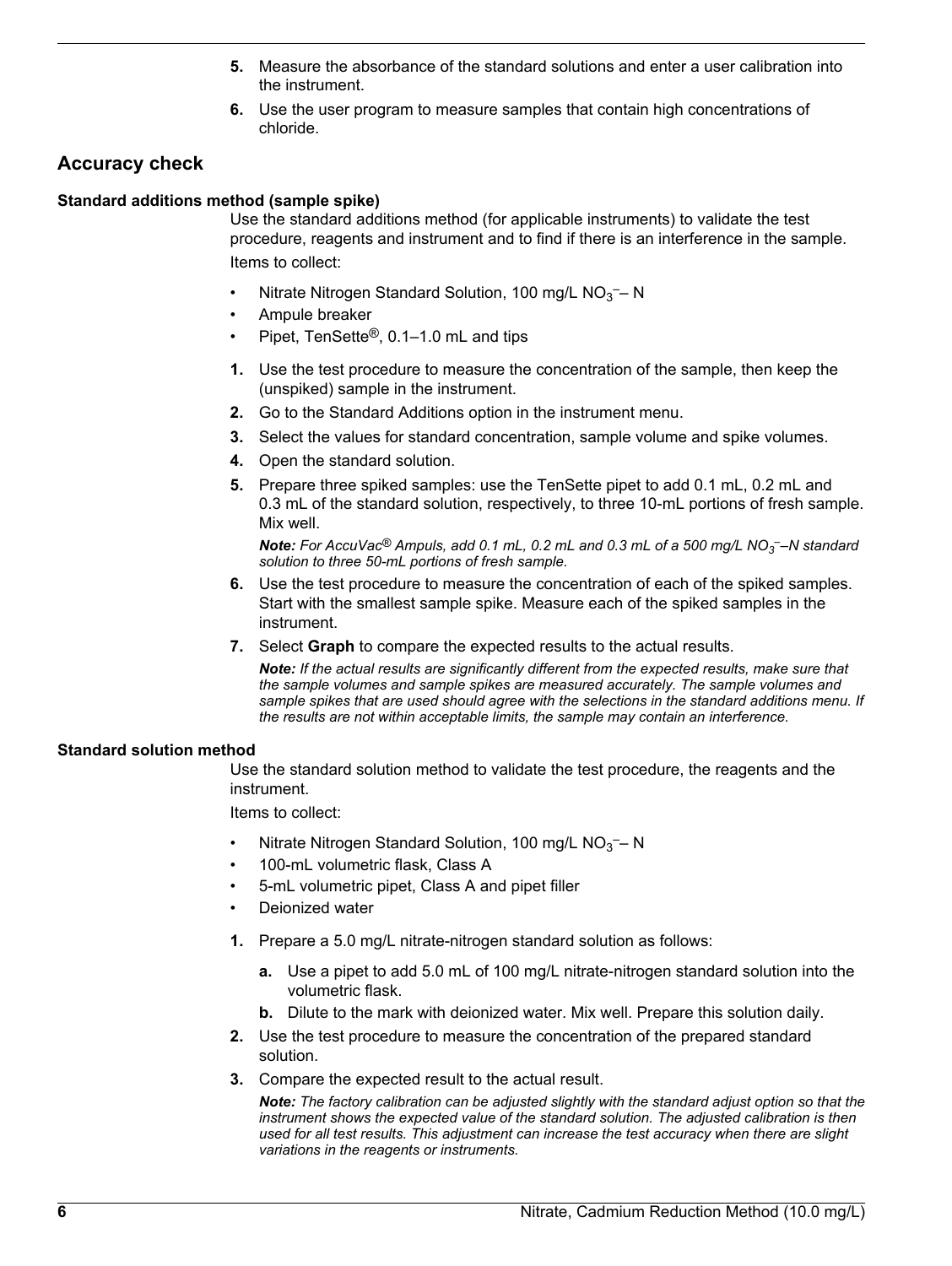5. Measure the absorbance of the standard solutions and enter a user calibration into the instrument.
6. Use the user program to measure samples that contain high concentrations of chloride.

## Accuracy check

### Standard additions method (sample spike)

Use the standard additions method (for applicable instruments) to validate the test procedure, reagents and instrument and to find if there is an interference in the sample.

Items to collect:

- Nitrate Nitrogen Standard Solution, 100 mg/L $NO_3^-$– N
- Ampule breaker
- Pipet, TenSette®, 0.1–1.0 mL and tips

1. Use the test procedure to measure the concentration of the sample, then keep the (unspiked) sample in the instrument.
2. Go to the Standard Additions option in the instrument menu.
3. Select the values for standard concentration, sample volume and spike volumes.
4. Open the standard solution.
5. Prepare three spiked samples: use the TenSette pipet to add 0.1 mL, 0.2 mL and 0.3 mL of the standard solution, respectively, to three 10-mL portions of fresh sample. Mix well.

   ***Note:*** *For AccuVac® Ampuls, add 0.1 mL, 0.2 mL and 0.3 mL of a 500 mg/L $NO_3^-$–N standard solution to three 50-mL portions of fresh sample.*
6. Use the test procedure to measure the concentration of each of the spiked samples. Start with the smallest sample spike. Measure each of the spiked samples in the instrument.
7. Select **Graph** to compare the expected results to the actual results.

   ***Note:*** *If the actual results are significantly different from the expected results, make sure that the sample volumes and sample spikes are measured accurately. The sample volumes and sample spikes that are used should agree with the selections in the standard additions menu. If the results are not within acceptable limits, the sample may contain an interference.*

### Standard solution method

Use the standard solution method to validate the test procedure, the reagents and the instrument.

Items to collect:

- Nitrate Nitrogen Standard Solution, 100 mg/L $NO_3^-$– N
- 100-mL volumetric flask, Class A
- 5-mL volumetric pipet, Class A and pipet filler
- Deionized water

1. Prepare a 5.0 mg/L nitrate-nitrogen standard solution as follows:
   a. Use a pipet to add 5.0 mL of 100 mg/L nitrate-nitrogen standard solution into the volumetric flask.
   b. Dilute to the mark with deionized water. Mix well. Prepare this solution daily.
2. Use the test procedure to measure the concentration of the prepared standard solution.
3. Compare the expected result to the actual result.

   ***Note:*** *The factory calibration can be adjusted slightly with the standard adjust option so that the instrument shows the expected value of the standard solution. The adjusted calibration is then used for all test results. This adjustment can increase the test accuracy when there are slight variations in the reagents or instruments.*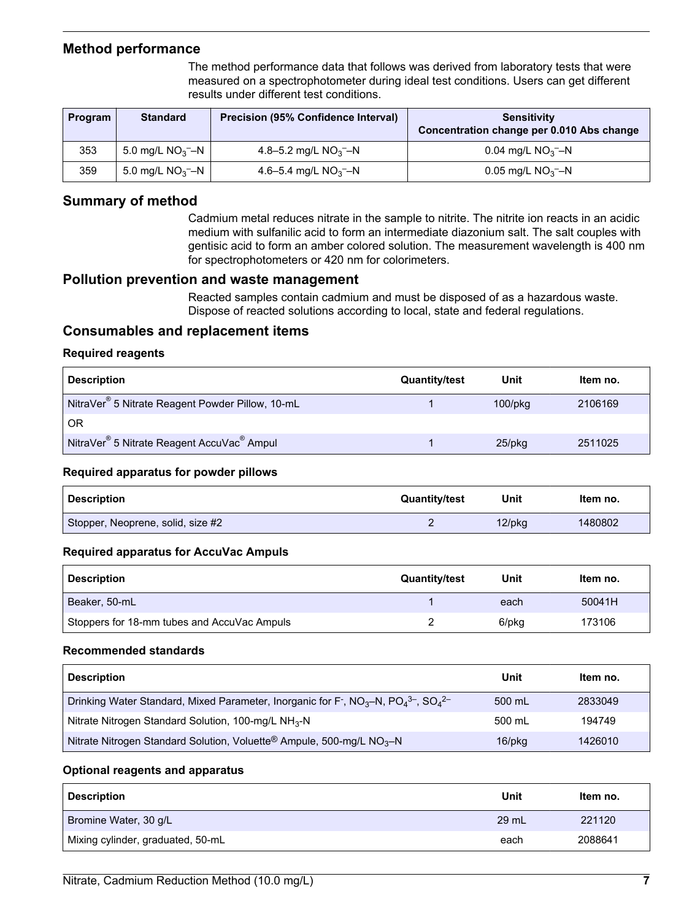## Method performance

The method performance data that follows was derived from laboratory tests that were measured on a spectrophotometer during ideal test conditions. Users can get different results under different test conditions.

| Program | Standard | Precision (95% Confidence Interval) | Sensitivity Concentration change per 0.010 Abs change |
|---|---|---|---|
| 353 | 5.0 mg/L $NO_3^-$–N | 4.8–5.2 mg/L $NO_3^-$–N | 0.04 mg/L $NO_3^-$–N |
| 359 | 5.0 mg/L $NO_3^-$–N | 4.6–5.4 mg/L $NO_3^-$–N | 0.05 mg/L $NO_3^-$–N |

## Summary of method

Cadmium metal reduces nitrate in the sample to nitrite. The nitrite ion reacts in an acidic medium with sulfanilic acid to form an intermediate diazonium salt. The salt couples with gentisic acid to form an amber colored solution. The measurement wavelength is 400 nm for spectrophotometers or 420 nm for colorimeters.

## Pollution prevention and waste management

Reacted samples contain cadmium and must be disposed of as a hazardous waste. Dispose of reacted solutions according to local, state and federal regulations.

## Consumables and replacement items

### Required reagents

| Description | Quantity/test | Unit | Item no. |
|---|---|---|---|
| NitraVer® 5 Nitrate Reagent Powder Pillow, 10-mL | 1 | 100/pkg | 2106169 |
| OR | | | |
| NitraVer® 5 Nitrate Reagent AccuVac® Ampul | 1 | 25/pkg | 2511025 |

### Required apparatus for powder pillows

| Description | Quantity/test | Unit | Item no. |
|---|---|---|---|
| Stopper, Neoprene, solid, size #2 | 2 | 12/pkg | 1480802 |

### Required apparatus for AccuVac Ampuls

| Description | Quantity/test | Unit | Item no. |
|---|---|---|---|
| Beaker, 50-mL | 1 | each | 50041H |
| Stoppers for 18-mm tubes and AccuVac Ampuls | 2 | 6/pkg | 173106 |

### Recommended standards

| Description | Unit | Item no. |
|---|---|---|
| Drinking Water Standard, Mixed Parameter, Inorganic for $F^-$, $NO_3$–N, $PO_4^{3-}$, $SO_4^{2-}$ | 500 mL | 2833049 |
| Nitrate Nitrogen Standard Solution, 100-mg/L $NH_3$-N | 500 mL | 194749 |
| Nitrate Nitrogen Standard Solution, Voluette® Ampule, 500-mg/L $NO_3$–N | 16/pkg | 1426010 |

### Optional reagents and apparatus

| Description | Unit | Item no. |
|---|---|---|
| Bromine Water, 30 g/L | 29 mL | 221120 |
| Mixing cylinder, graduated, 50-mL | each | 2088641 |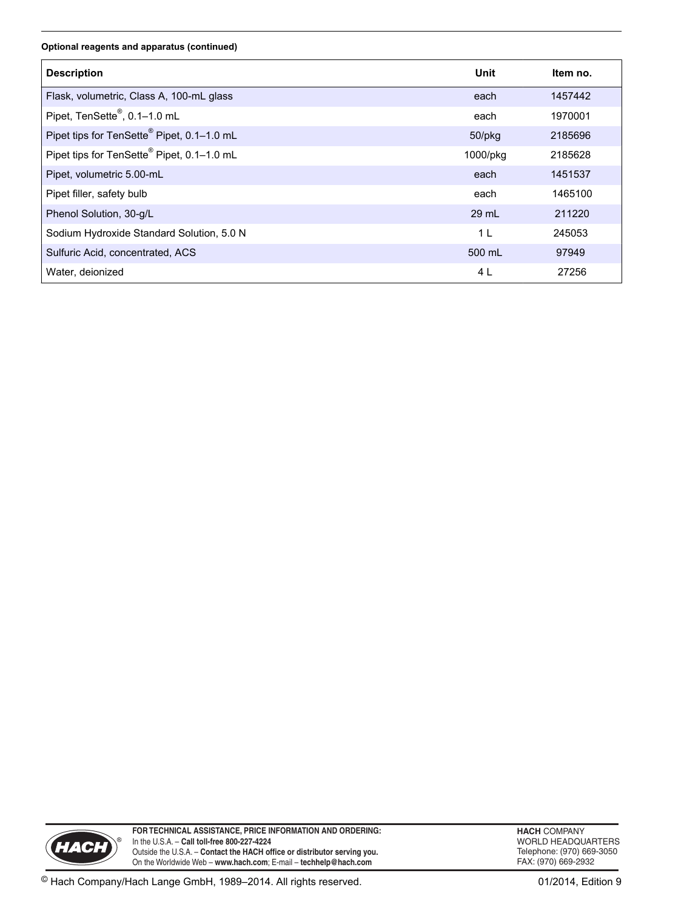**Optional reagents and apparatus (continued)**

| Description | Unit | Item no. |
|---|---|---|
| Flask, volumetric, Class A, 100-mL glass | each | 1457442 |
| Pipet, TenSette®, 0.1–1.0 mL | each | 1970001 |
| Pipet tips for TenSette® Pipet, 0.1–1.0 mL | 50/pkg | 2185696 |
| Pipet tips for TenSette® Pipet, 0.1–1.0 mL | 1000/pkg | 2185628 |
| Pipet, volumetric 5.00-mL | each | 1451537 |
| Pipet filler, safety bulb | each | 1465100 |
| Phenol Solution, 30-g/L | 29 mL | 211220 |
| Sodium Hydroxide Standard Solution, 5.0 N | 1 L | 245053 |
| Sulfuric Acid, concentrated, ACS | 500 mL | 97949 |
| Water, deionized | 4 L | 27256 |

**FOR TECHNICAL ASSISTANCE, PRICE INFORMATION AND ORDERING:**
In the U.S.A. – **Call toll-free 800-227-4224**
Outside the U.S.A. – **Contact the HACH office or distributor serving you.**
On the Worldwide Web – **www.hach.com**; E-mail – **techhelp@hach.com**

**HACH** COMPANY
WORLD HEADQUARTERS
Telephone: (970) 669-3050
FAX: (970) 669-2932

© Hach Company/Hach Lange GmbH, 1989–2014. All rights reserved.

01/2014, Edition 9